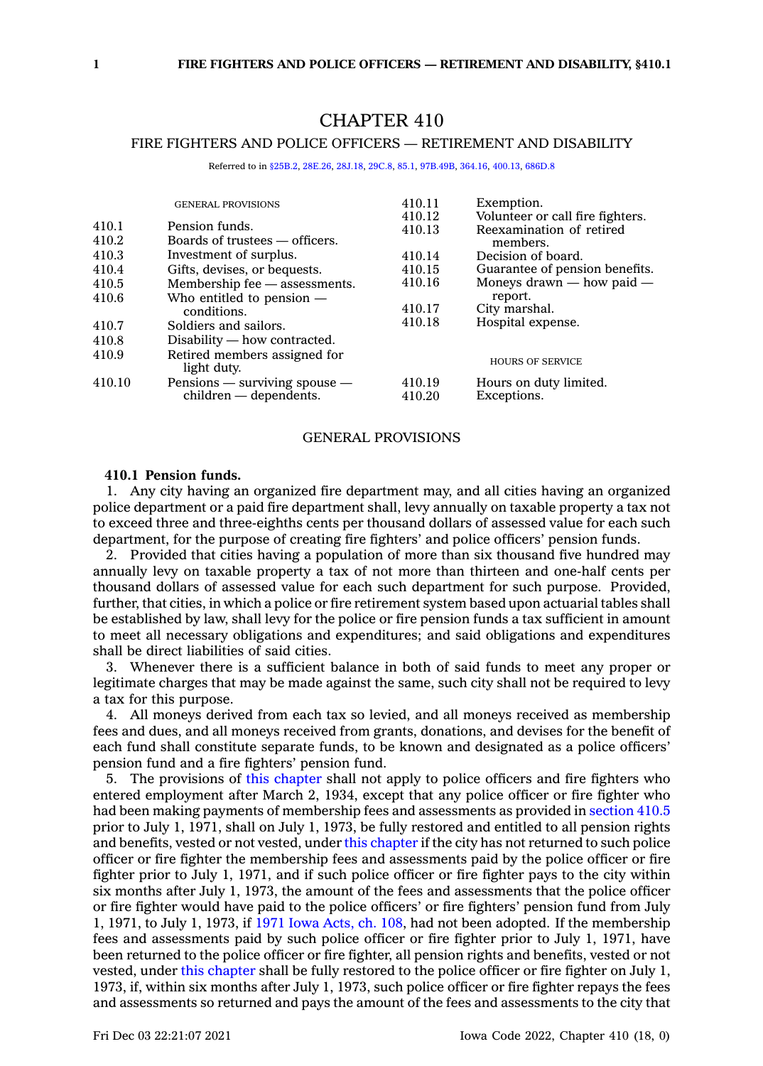# CHAPTER 410

## FIRE FIGHTERS AND POLICE OFFICERS — RETIREMENT AND DISABILITY

Referred to in §25B.2, 28E.26, 28J.18, 29C.8, 85.1, 97B.49B, 364.16, 400.13, 686D.8

GENERAL PROVISIONS

| | |
|---|---|
| 410.1 | Pension funds. |
| 410.2 | Boards of trustees — officers. |
| 410.3 | Investment of surplus. |
| 410.4 | Gifts, devises, or bequests. |
| 410.5 | Membership fee — assessments. |
| 410.6 | Who entitled to pension — conditions. |
| 410.7 | Soldiers and sailors. |
| 410.8 | Disability — how contracted. |
| 410.9 | Retired members assigned for light duty. |
| 410.10 | Pensions — surviving spouse — children — dependents. |
| 410.11 | Exemption. |
| 410.12 | Volunteer or call fire fighters. |
| 410.13 | Reexamination of retired members. |
| 410.14 | Decision of board. |
| 410.15 | Guarantee of pension benefits. |
| 410.16 | Moneys drawn — how paid — report. |
| 410.17 | City marshal. |
| 410.18 | Hospital expense. |

HOURS OF SERVICE

| | |
|---|---|
| 410.19 | Hours on duty limited. |
| 410.20 | Exceptions. |

## GENERAL PROVISIONS

**410.1 Pension funds.**

1. Any city having an organized fire department may, and all cities having an organized police department or a paid fire department shall, levy annually on taxable property a tax not to exceed three and three-eighths cents per thousand dollars of assessed value for each such department, for the purpose of creating fire fighters' and police officers' pension funds.

2. Provided that cities having a population of more than six thousand five hundred may annually levy on taxable property a tax of not more than thirteen and one-half cents per thousand dollars of assessed value for each such department for such purpose. Provided, further, that cities, in which a police or fire retirement system based upon actuarial tables shall be established by law, shall levy for the police or fire pension funds a tax sufficient in amount to meet all necessary obligations and expenditures; and said obligations and expenditures shall be direct liabilities of said cities.

3. Whenever there is a sufficient balance in both of said funds to meet any proper or legitimate charges that may be made against the same, such city shall not be required to levy a tax for this purpose.

4. All moneys derived from each tax so levied, and all moneys received as membership fees and dues, and all moneys received from grants, donations, and devises for the benefit of each fund shall constitute separate funds, to be known and designated as a police officers' pension fund and a fire fighters' pension fund.

5. The provisions of this chapter shall not apply to police officers and fire fighters who entered employment after March 2, 1934, except that any police officer or fire fighter who had been making payments of membership fees and assessments as provided in section 410.5 prior to July 1, 1971, shall on July 1, 1973, be fully restored and entitled to all pension rights and benefits, vested or not vested, under this chapter if the city has not returned to such police officer or fire fighter the membership fees and assessments paid by the police officer or fire fighter prior to July 1, 1971, and if such police officer or fire fighter pays to the city within six months after July 1, 1973, the amount of the fees and assessments that the police officer or fire fighter would have paid to the police officers' or fire fighters' pension fund from July 1, 1971, to July 1, 1973, if 1971 Iowa Acts, ch. 108, had not been adopted. If the membership fees and assessments paid by such police officer or fire fighter prior to July 1, 1971, have been returned to the police officer or fire fighter, all pension rights and benefits, vested or not vested, under this chapter shall be fully restored to the police officer or fire fighter on July 1, 1973, if, within six months after July 1, 1973, such police officer or fire fighter repays the fees and assessments so returned and pays the amount of the fees and assessments to the city that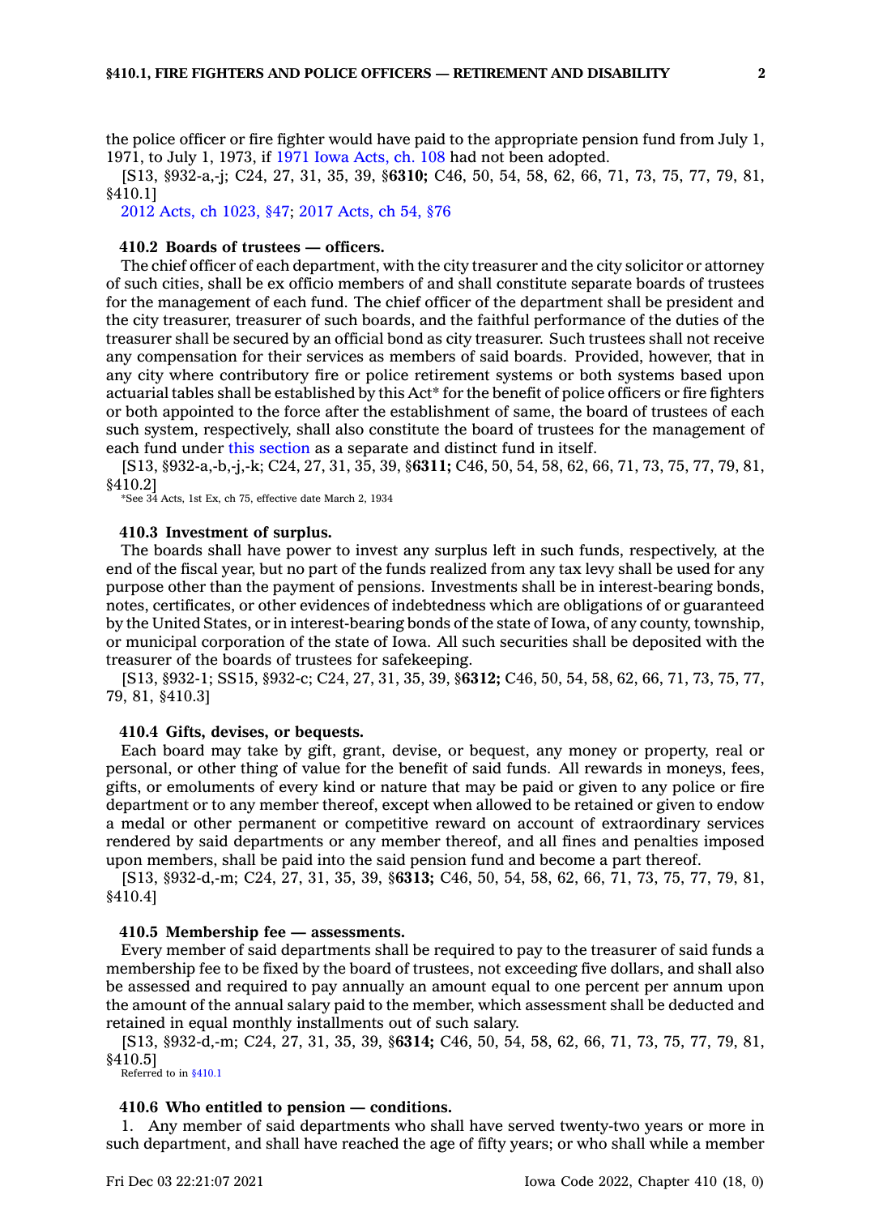the police officer or fire fighter would have paid to the appropriate pension fund from July 1, 1971, to July 1, 1973, if 1971 Iowa Acts, ch. 108 had not been adopted.

[S13, §932-a,-j; C24, 27, 31, 35, 39, §**6310;** C46, 50, 54, 58, 62, 66, 71, 73, 75, 77, 79, 81, §410.1]

2012 Acts, ch 1023, §47; 2017 Acts, ch 54, §76

**410.2 Boards of trustees — officers.**

The chief officer of each department, with the city treasurer and the city solicitor or attorney of such cities, shall be ex officio members of and shall constitute separate boards of trustees for the management of each fund. The chief officer of the department shall be president and the city treasurer, treasurer of such boards, and the faithful performance of the duties of the treasurer shall be secured by an official bond as city treasurer. Such trustees shall not receive any compensation for their services as members of said boards. Provided, however, that in any city where contributory fire or police retirement systems or both systems based upon actuarial tables shall be established by this Act* for the benefit of police officers or fire fighters or both appointed to the force after the establishment of same, the board of trustees of each such system, respectively, shall also constitute the board of trustees for the management of each fund under this section as a separate and distinct fund in itself.

[S13, §932-a,-b,-j,-k; C24, 27, 31, 35, 39, §**6311;** C46, 50, 54, 58, 62, 66, 71, 73, 75, 77, 79, 81, §410.2]

*See 34 Acts, 1st Ex, ch 75, effective date March 2, 1934

**410.3 Investment of surplus.**

The boards shall have power to invest any surplus left in such funds, respectively, at the end of the fiscal year, but no part of the funds realized from any tax levy shall be used for any purpose other than the payment of pensions. Investments shall be in interest-bearing bonds, notes, certificates, or other evidences of indebtedness which are obligations of or guaranteed by the United States, or in interest-bearing bonds of the state of Iowa, of any county, township, or municipal corporation of the state of Iowa. All such securities shall be deposited with the treasurer of the boards of trustees for safekeeping.

[S13, §932-1; SS15, §932-c; C24, 27, 31, 35, 39, §**6312;** C46, 50, 54, 58, 62, 66, 71, 73, 75, 77, 79, 81, §410.3]

**410.4 Gifts, devises, or bequests.**

Each board may take by gift, grant, devise, or bequest, any money or property, real or personal, or other thing of value for the benefit of said funds. All rewards in moneys, fees, gifts, or emoluments of every kind or nature that may be paid or given to any police or fire department or to any member thereof, except when allowed to be retained or given to endow a medal or other permanent or competitive reward on account of extraordinary services rendered by said departments or any member thereof, and all fines and penalties imposed upon members, shall be paid into the said pension fund and become a part thereof.

[S13, §932-d,-m; C24, 27, 31, 35, 39, §**6313;** C46, 50, 54, 58, 62, 66, 71, 73, 75, 77, 79, 81, §410.4]

**410.5 Membership fee — assessments.**

Every member of said departments shall be required to pay to the treasurer of said funds a membership fee to be fixed by the board of trustees, not exceeding five dollars, and shall also be assessed and required to pay annually an amount equal to one percent per annum upon the amount of the annual salary paid to the member, which assessment shall be deducted and retained in equal monthly installments out of such salary.

[S13, §932-d,-m; C24, 27, 31, 35, 39, §**6314;** C46, 50, 54, 58, 62, 66, 71, 73, 75, 77, 79, 81, §410.5]

Referred to in §410.1

**410.6 Who entitled to pension — conditions.**

1. Any member of said departments who shall have served twenty-two years or more in such department, and shall have reached the age of fifty years; or who shall while a member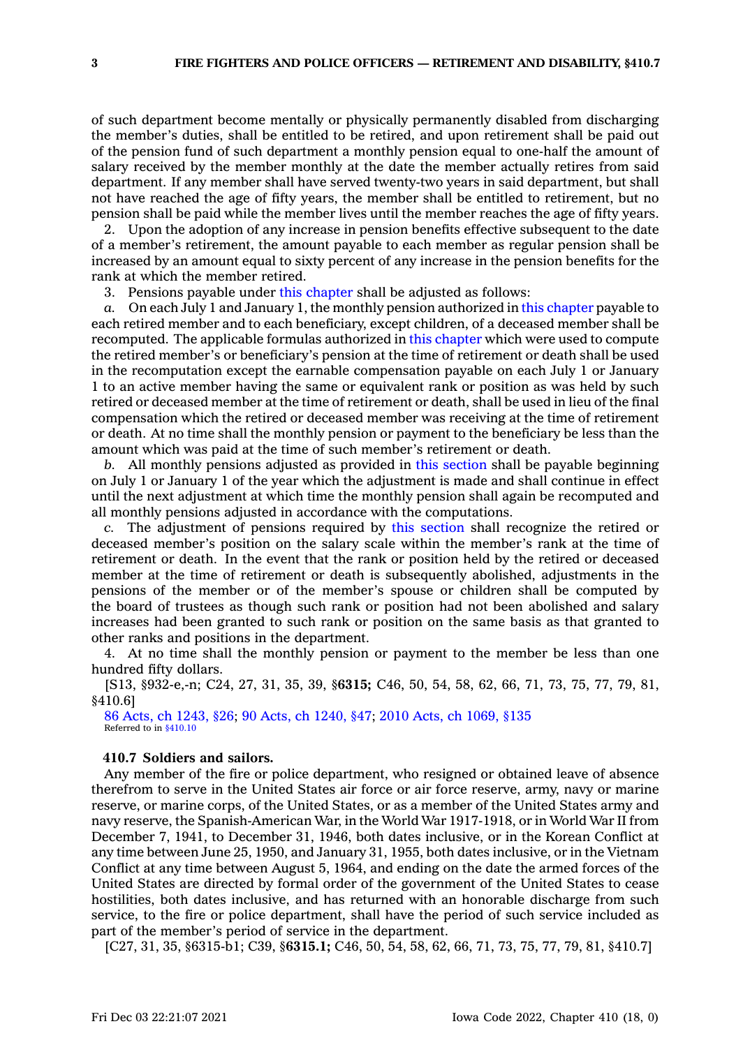of such department become mentally or physically permanently disabled from discharging the member's duties, shall be entitled to be retired, and upon retirement shall be paid out of the pension fund of such department a monthly pension equal to one-half the amount of salary received by the member monthly at the date the member actually retires from said department. If any member shall have served twenty-two years in said department, but shall not have reached the age of fifty years, the member shall be entitled to retirement, but no pension shall be paid while the member lives until the member reaches the age of fifty years.

2. Upon the adoption of any increase in pension benefits effective subsequent to the date of a member's retirement, the amount payable to each member as regular pension shall be increased by an amount equal to sixty percent of any increase in the pension benefits for the rank at which the member retired.

3. Pensions payable under this chapter shall be adjusted as follows:

*a.* On each July 1 and January 1, the monthly pension authorized in this chapter payable to each retired member and to each beneficiary, except children, of a deceased member shall be recomputed. The applicable formulas authorized in this chapter which were used to compute the retired member's or beneficiary's pension at the time of retirement or death shall be used in the recomputation except the earnable compensation payable on each July 1 or January 1 to an active member having the same or equivalent rank or position as was held by such retired or deceased member at the time of retirement or death, shall be used in lieu of the final compensation which the retired or deceased member was receiving at the time of retirement or death. At no time shall the monthly pension or payment to the beneficiary be less than the amount which was paid at the time of such member's retirement or death.

*b.* All monthly pensions adjusted as provided in this section shall be payable beginning on July 1 or January 1 of the year which the adjustment is made and shall continue in effect until the next adjustment at which time the monthly pension shall again be recomputed and all monthly pensions adjusted in accordance with the computations.

*c.* The adjustment of pensions required by this section shall recognize the retired or deceased member's position on the salary scale within the member's rank at the time of retirement or death. In the event that the rank or position held by the retired or deceased member at the time of retirement or death is subsequently abolished, adjustments in the pensions of the member or of the member's spouse or children shall be computed by the board of trustees as though such rank or position had not been abolished and salary increases had been granted to such rank or position on the same basis as that granted to other ranks and positions in the department.

4. At no time shall the monthly pension or payment to the member be less than one hundred fifty dollars.

[S13, §932-e,-n; C24, 27, 31, 35, 39, §**6315;** C46, 50, 54, 58, 62, 66, 71, 73, 75, 77, 79, 81, §410.6]

86 Acts, ch 1243, §26; 90 Acts, ch 1240, §47; 2010 Acts, ch 1069, §135
Referred to in §410.10

**410.7 Soldiers and sailors.**

Any member of the fire or police department, who resigned or obtained leave of absence therefrom to serve in the United States air force or air force reserve, army, navy or marine reserve, or marine corps, of the United States, or as a member of the United States army and navy reserve, the Spanish-American War, in the World War 1917-1918, or in World War II from December 7, 1941, to December 31, 1946, both dates inclusive, or in the Korean Conflict at any time between June 25, 1950, and January 31, 1955, both dates inclusive, or in the Vietnam Conflict at any time between August 5, 1964, and ending on the date the armed forces of the United States are directed by formal order of the government of the United States to cease hostilities, both dates inclusive, and has returned with an honorable discharge from such service, to the fire or police department, shall have the period of such service included as part of the member's period of service in the department.

[C27, 31, 35, §6315-b1; C39, §**6315.1;** C46, 50, 54, 58, 62, 66, 71, 73, 75, 77, 79, 81, §410.7]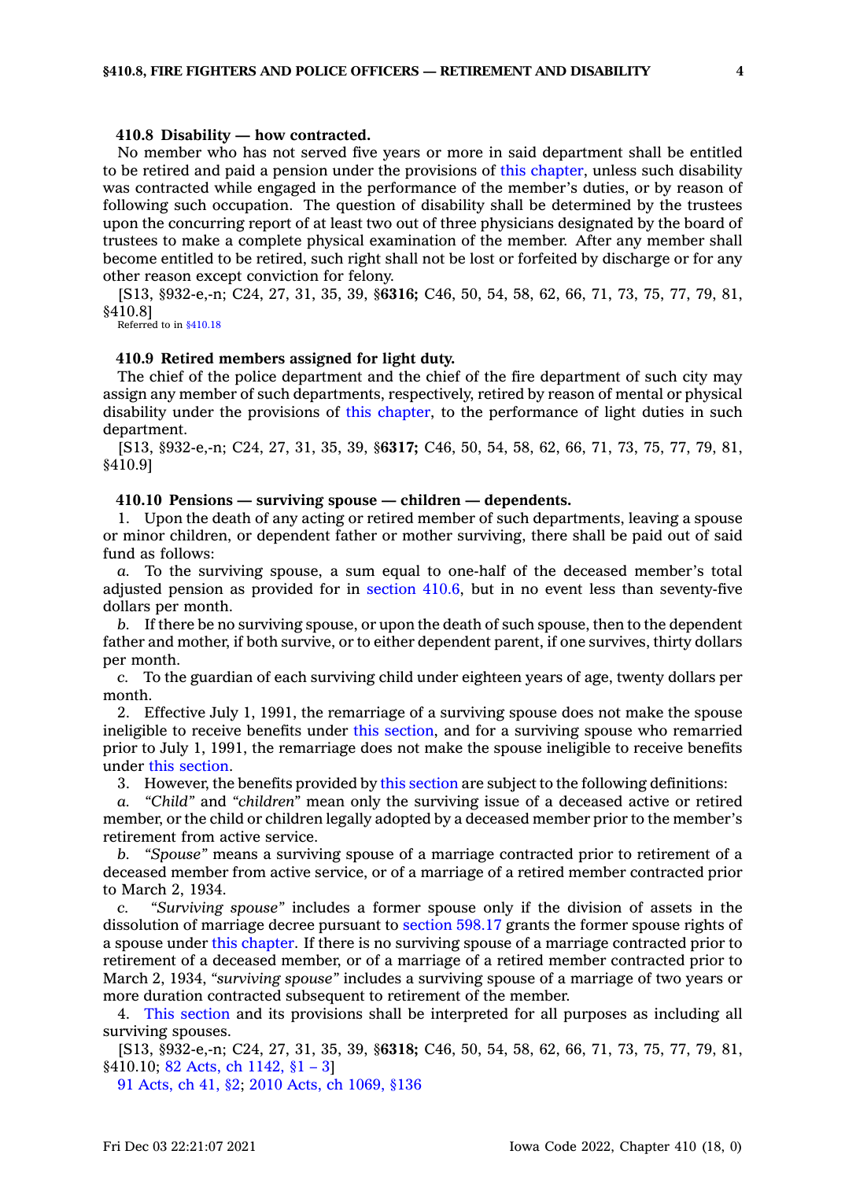**410.8 Disability — how contracted.**

No member who has not served five years or more in said department shall be entitled to be retired and paid a pension under the provisions of this chapter, unless such disability was contracted while engaged in the performance of the member's duties, or by reason of following such occupation. The question of disability shall be determined by the trustees upon the concurring report of at least two out of three physicians designated by the board of trustees to make a complete physical examination of the member. After any member shall become entitled to be retired, such right shall not be lost or forfeited by discharge or for any other reason except conviction for felony.

[S13, §932-e,-n; C24, 27, 31, 35, 39, §**6316;** C46, 50, 54, 58, 62, 66, 71, 73, 75, 77, 79, 81, §410.8]

Referred to in §410.18

**410.9 Retired members assigned for light duty.**

The chief of the police department and the chief of the fire department of such city may assign any member of such departments, respectively, retired by reason of mental or physical disability under the provisions of this chapter, to the performance of light duties in such department.

[S13, §932-e,-n; C24, 27, 31, 35, 39, §**6317;** C46, 50, 54, 58, 62, 66, 71, 73, 75, 77, 79, 81, §410.9]

**410.10 Pensions — surviving spouse — children — dependents.**

1. Upon the death of any acting or retired member of such departments, leaving a spouse or minor children, or dependent father or mother surviving, there shall be paid out of said fund as follows:

*a.* To the surviving spouse, a sum equal to one-half of the deceased member's total adjusted pension as provided for in section 410.6, but in no event less than seventy-five dollars per month.

*b.* If there be no surviving spouse, or upon the death of such spouse, then to the dependent father and mother, if both survive, or to either dependent parent, if one survives, thirty dollars per month.

*c.* To the guardian of each surviving child under eighteen years of age, twenty dollars per month.

2. Effective July 1, 1991, the remarriage of a surviving spouse does not make the spouse ineligible to receive benefits under this section, and for a surviving spouse who remarried prior to July 1, 1991, the remarriage does not make the spouse ineligible to receive benefits under this section.

3. However, the benefits provided by this section are subject to the following definitions:

*a.* *"Child"* and *"children"* mean only the surviving issue of a deceased active or retired member, or the child or children legally adopted by a deceased member prior to the member's retirement from active service.

*b.* *"Spouse"* means a surviving spouse of a marriage contracted prior to retirement of a deceased member from active service, or of a marriage of a retired member contracted prior to March 2, 1934.

*c.* *"Surviving spouse"* includes a former spouse only if the division of assets in the dissolution of marriage decree pursuant to section 598.17 grants the former spouse rights of a spouse under this chapter. If there is no surviving spouse of a marriage contracted prior to retirement of a deceased member, or of a marriage of a retired member contracted prior to March 2, 1934, *"surviving spouse"* includes a surviving spouse of a marriage of two years or more duration contracted subsequent to retirement of the member.

4. This section and its provisions shall be interpreted for all purposes as including all surviving spouses.

[S13, §932-e,-n; C24, 27, 31, 35, 39, §**6318;** C46, 50, 54, 58, 62, 66, 71, 73, 75, 77, 79, 81, §410.10; 82 Acts, ch 1142, §1 – 3]

91 Acts, ch 41, §2; 2010 Acts, ch 1069, §136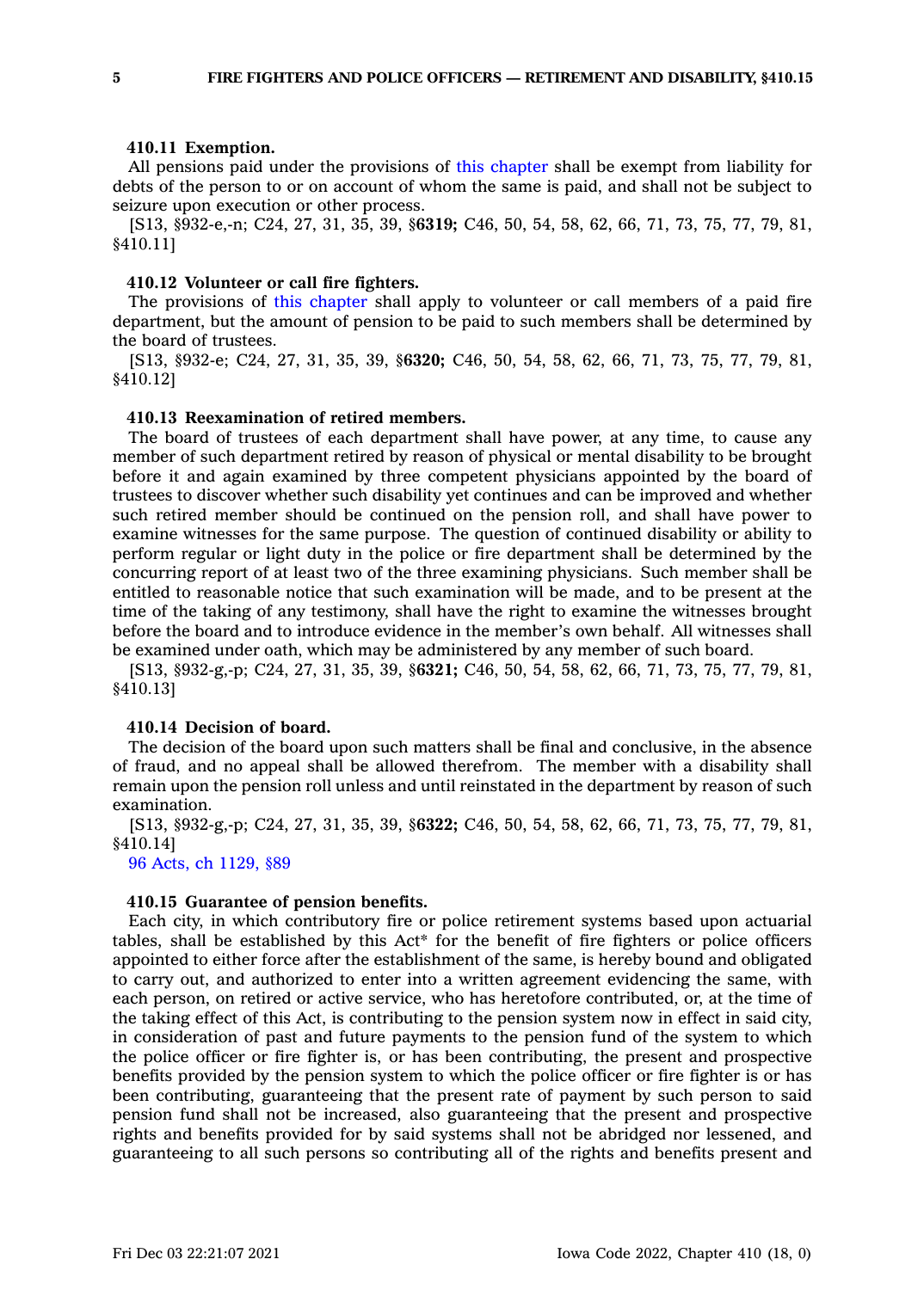**410.11 Exemption.**

All pensions paid under the provisions of this chapter shall be exempt from liability for debts of the person to or on account of whom the same is paid, and shall not be subject to seizure upon execution or other process.

[S13, §932-e,-n; C24, 27, 31, 35, 39, §**6319;** C46, 50, 54, 58, 62, 66, 71, 73, 75, 77, 79, 81, §410.11]

**410.12 Volunteer or call fire fighters.**

The provisions of this chapter shall apply to volunteer or call members of a paid fire department, but the amount of pension to be paid to such members shall be determined by the board of trustees.

[S13, §932-e; C24, 27, 31, 35, 39, §**6320;** C46, 50, 54, 58, 62, 66, 71, 73, 75, 77, 79, 81, §410.12]

**410.13 Reexamination of retired members.**

The board of trustees of each department shall have power, at any time, to cause any member of such department retired by reason of physical or mental disability to be brought before it and again examined by three competent physicians appointed by the board of trustees to discover whether such disability yet continues and can be improved and whether such retired member should be continued on the pension roll, and shall have power to examine witnesses for the same purpose. The question of continued disability or ability to perform regular or light duty in the police or fire department shall be determined by the concurring report of at least two of the three examining physicians. Such member shall be entitled to reasonable notice that such examination will be made, and to be present at the time of the taking of any testimony, shall have the right to examine the witnesses brought before the board and to introduce evidence in the member's own behalf. All witnesses shall be examined under oath, which may be administered by any member of such board.

[S13, §932-g,-p; C24, 27, 31, 35, 39, §**6321;** C46, 50, 54, 58, 62, 66, 71, 73, 75, 77, 79, 81, §410.13]

**410.14 Decision of board.**

The decision of the board upon such matters shall be final and conclusive, in the absence of fraud, and no appeal shall be allowed therefrom. The member with a disability shall remain upon the pension roll unless and until reinstated in the department by reason of such examination.

[S13, §932-g,-p; C24, 27, 31, 35, 39, §**6322;** C46, 50, 54, 58, 62, 66, 71, 73, 75, 77, 79, 81, §410.14]

96 Acts, ch 1129, §89

**410.15 Guarantee of pension benefits.**

Each city, in which contributory fire or police retirement systems based upon actuarial tables, shall be established by this Act* for the benefit of fire fighters or police officers appointed to either force after the establishment of the same, is hereby bound and obligated to carry out, and authorized to enter into a written agreement evidencing the same, with each person, on retired or active service, who has heretofore contributed, or, at the time of the taking effect of this Act, is contributing to the pension system now in effect in said city, in consideration of past and future payments to the pension fund of the system to which the police officer or fire fighter is, or has been contributing, the present and prospective benefits provided by the pension system to which the police officer or fire fighter is or has been contributing, guaranteeing that the present rate of payment by such person to said pension fund shall not be increased, also guaranteeing that the present and prospective rights and benefits provided for by said systems shall not be abridged nor lessened, and guaranteeing to all such persons so contributing all of the rights and benefits present and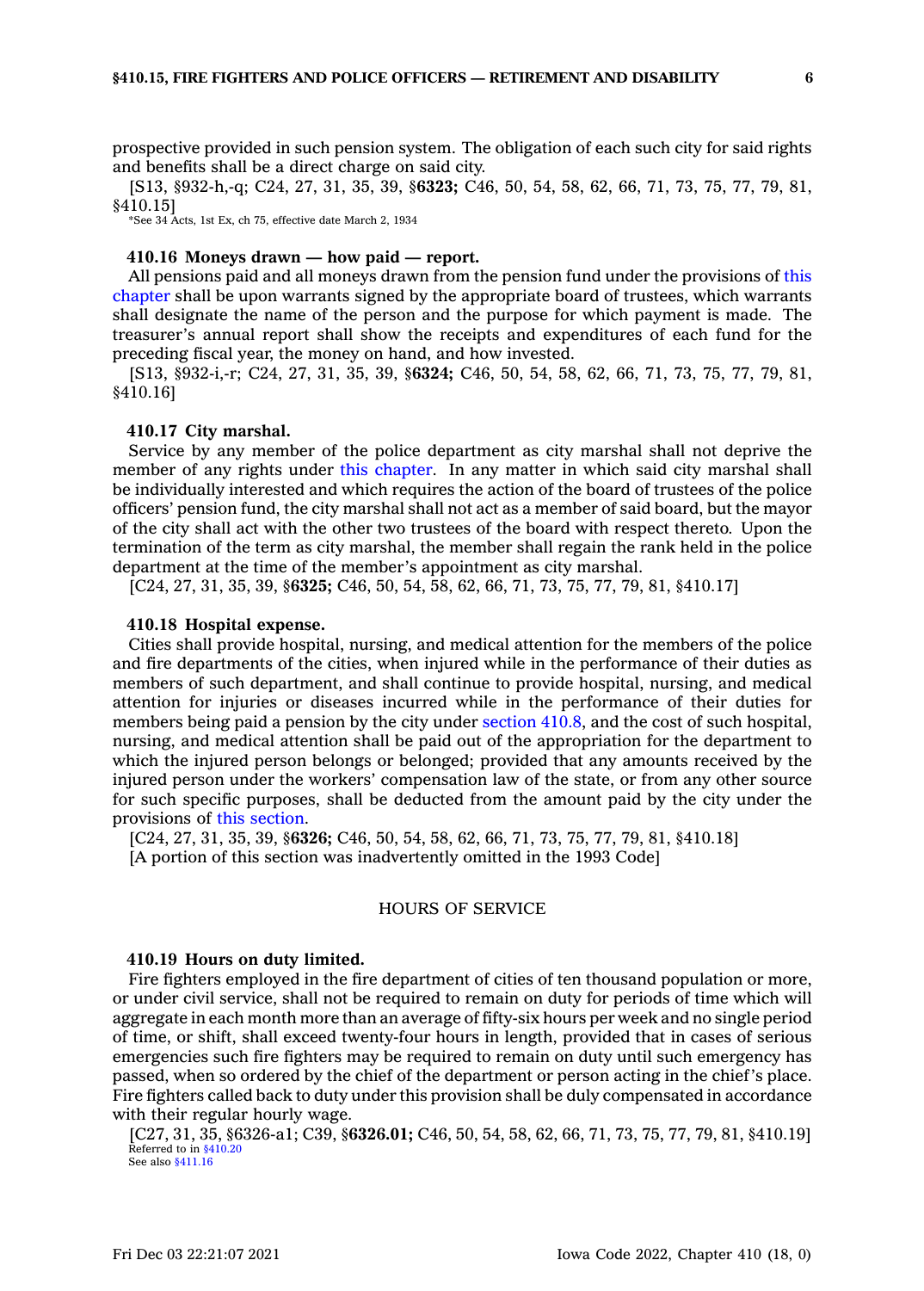prospective provided in such pension system. The obligation of each such city for said rights and benefits shall be a direct charge on said city.

[S13, §932-h,-q; C24, 27, 31, 35, 39, §**6323;** C46, 50, 54, 58, 62, 66, 71, 73, 75, 77, 79, 81, §410.15]

*See 34 Acts, 1st Ex, ch 75, effective date March 2, 1934

#### 410.16 Moneys drawn — how paid — report.

All pensions paid and all moneys drawn from the pension fund under the provisions of this chapter shall be upon warrants signed by the appropriate board of trustees, which warrants shall designate the name of the person and the purpose for which payment is made. The treasurer's annual report shall show the receipts and expenditures of each fund for the preceding fiscal year, the money on hand, and how invested.

[S13, §932-i,-r; C24, 27, 31, 35, 39, §**6324;** C46, 50, 54, 58, 62, 66, 71, 73, 75, 77, 79, 81, §410.16]

#### 410.17 City marshal.

Service by any member of the police department as city marshal shall not deprive the member of any rights under this chapter. In any matter in which said city marshal shall be individually interested and which requires the action of the board of trustees of the police officers' pension fund, the city marshal shall not act as a member of said board, but the mayor of the city shall act with the other two trustees of the board with respect thereto. Upon the termination of the term as city marshal, the member shall regain the rank held in the police department at the time of the member's appointment as city marshal.

[C24, 27, 31, 35, 39, §**6325;** C46, 50, 54, 58, 62, 66, 71, 73, 75, 77, 79, 81, §410.17]

#### 410.18 Hospital expense.

Cities shall provide hospital, nursing, and medical attention for the members of the police and fire departments of the cities, when injured while in the performance of their duties as members of such department, and shall continue to provide hospital, nursing, and medical attention for injuries or diseases incurred while in the performance of their duties for members being paid a pension by the city under section 410.8, and the cost of such hospital, nursing, and medical attention shall be paid out of the appropriation for the department to which the injured person belongs or belonged; provided that any amounts received by the injured person under the workers' compensation law of the state, or from any other source for such specific purposes, shall be deducted from the amount paid by the city under the provisions of this section.

[C24, 27, 31, 35, 39, §**6326;** C46, 50, 54, 58, 62, 66, 71, 73, 75, 77, 79, 81, §410.18]

[A portion of this section was inadvertently omitted in the 1993 Code]

### HOURS OF SERVICE

#### 410.19 Hours on duty limited.

Fire fighters employed in the fire department of cities of ten thousand population or more, or under civil service, shall not be required to remain on duty for periods of time which will aggregate in each month more than an average of fifty-six hours per week and no single period of time, or shift, shall exceed twenty-four hours in length, provided that in cases of serious emergencies such fire fighters may be required to remain on duty until such emergency has passed, when so ordered by the chief of the department or person acting in the chief's place. Fire fighters called back to duty under this provision shall be duly compensated in accordance with their regular hourly wage.

[C27, 31, 35, §6326-a1; C39, §**6326.01;** C46, 50, 54, 58, 62, 66, 71, 73, 75, 77, 79, 81, §410.19]

Referred to in §410.20
See also §411.16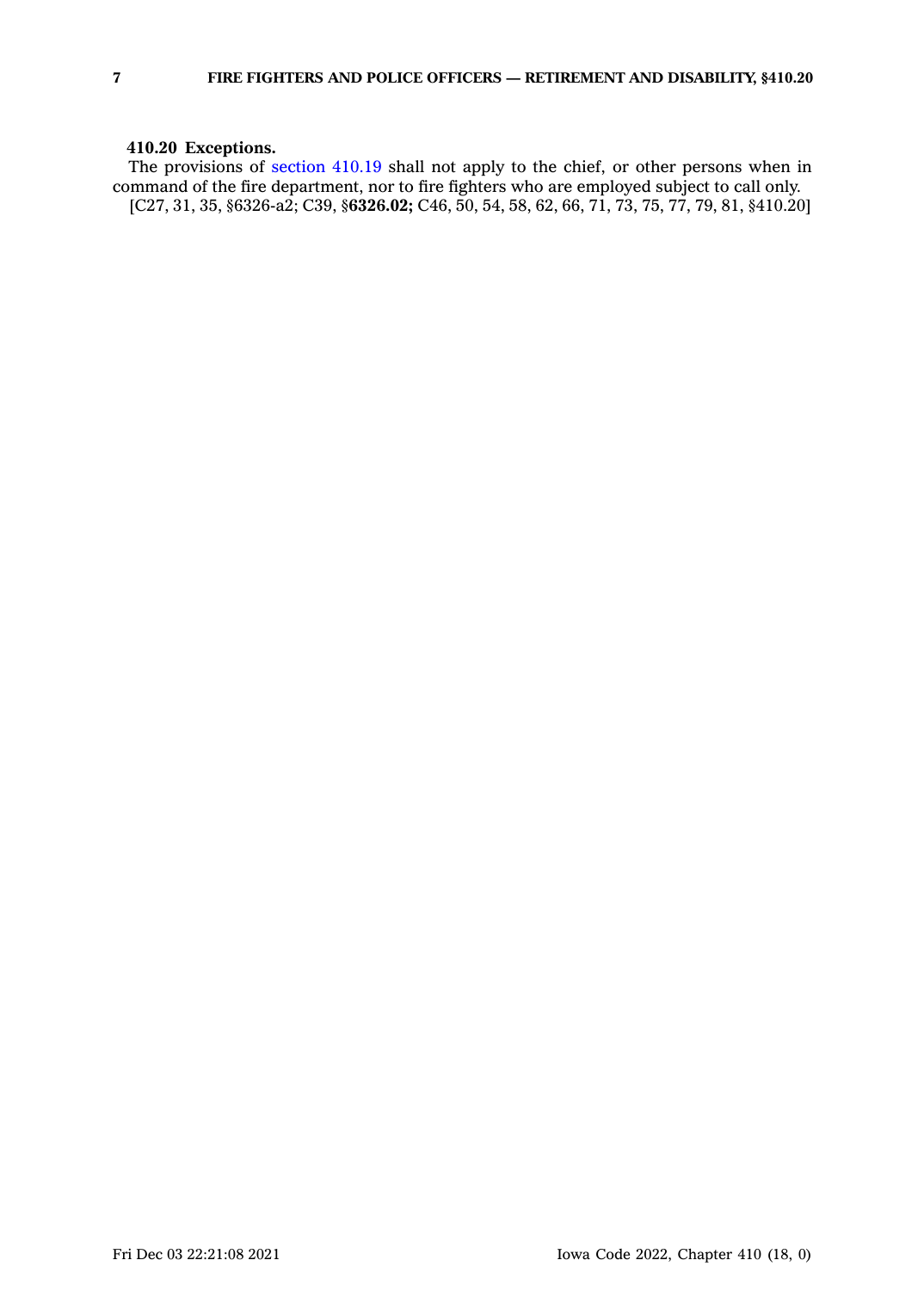**410.20 Exceptions.**

The provisions of section 410.19 shall not apply to the chief, or other persons when in command of the fire department, nor to fire fighters who are employed subject to call only.

[C27, 31, 35, §6326-a2; C39, §**6326.02;** C46, 50, 54, 58, 62, 66, 71, 73, 75, 77, 79, 81, §410.20]